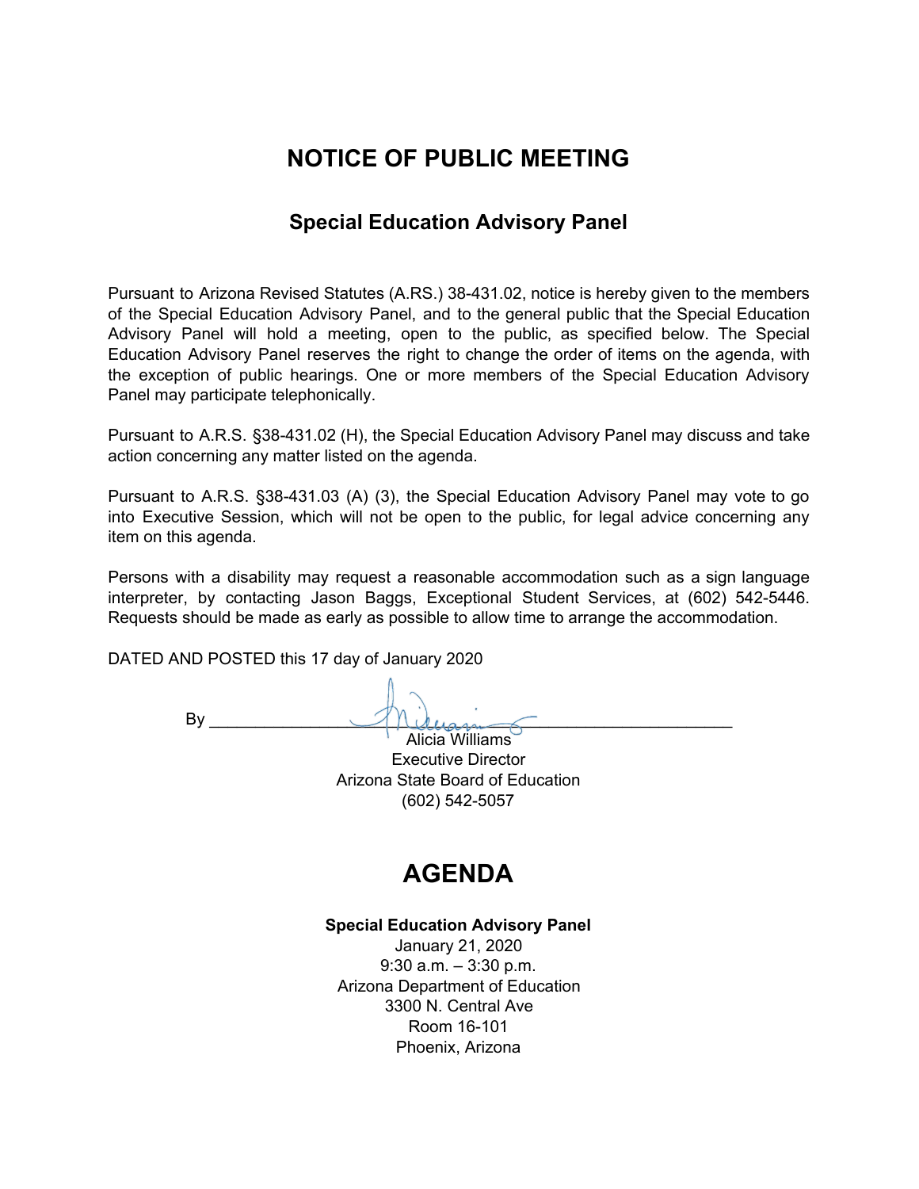# NOTICE OF PUBLIC MEETING

## Special Education Advisory Panel

Pursuant to Arizona Revised Statutes (A.RS.) 38-431.02, notice is hereby given to the members of the Special Education Advisory Panel, and to the general public that the Special Education Advisory Panel will hold a meeting, open to the public, as specified below. The Special Education Advisory Panel reserves the right to change the order of items on the agenda, with the exception of public hearings. One or more members of the Special Education Advisory Panel may participate telephonically.

Pursuant to A.R.S. §38-431.02 (H), the Special Education Advisory Panel may discuss and take action concerning any matter listed on the agenda.

Pursuant to A.R.S. §38-431.03 (A) (3), the Special Education Advisory Panel may vote to go into Executive Session, which will not be open to the public, for legal advice concerning any item on this agenda.

Persons with a disability may request a reasonable accommodation such as a sign language interpreter, by contacting Jason Baggs, Exceptional Student Services, at (602) 542-5446. Requests should be made as early as possible to allow time to arrange the accommodation.

DATED AND POSTED this 17 day of January 2020

By ______________________________

Alicia Williams
Executive Director
Arizona State Board of Education
(602) 542-5057

# AGENDA

**Special Education Advisory Panel**
January 21, 2020
9:30 a.m. – 3:30 p.m.
Arizona Department of Education
3300 N. Central Ave
Room 16-101
Phoenix, Arizona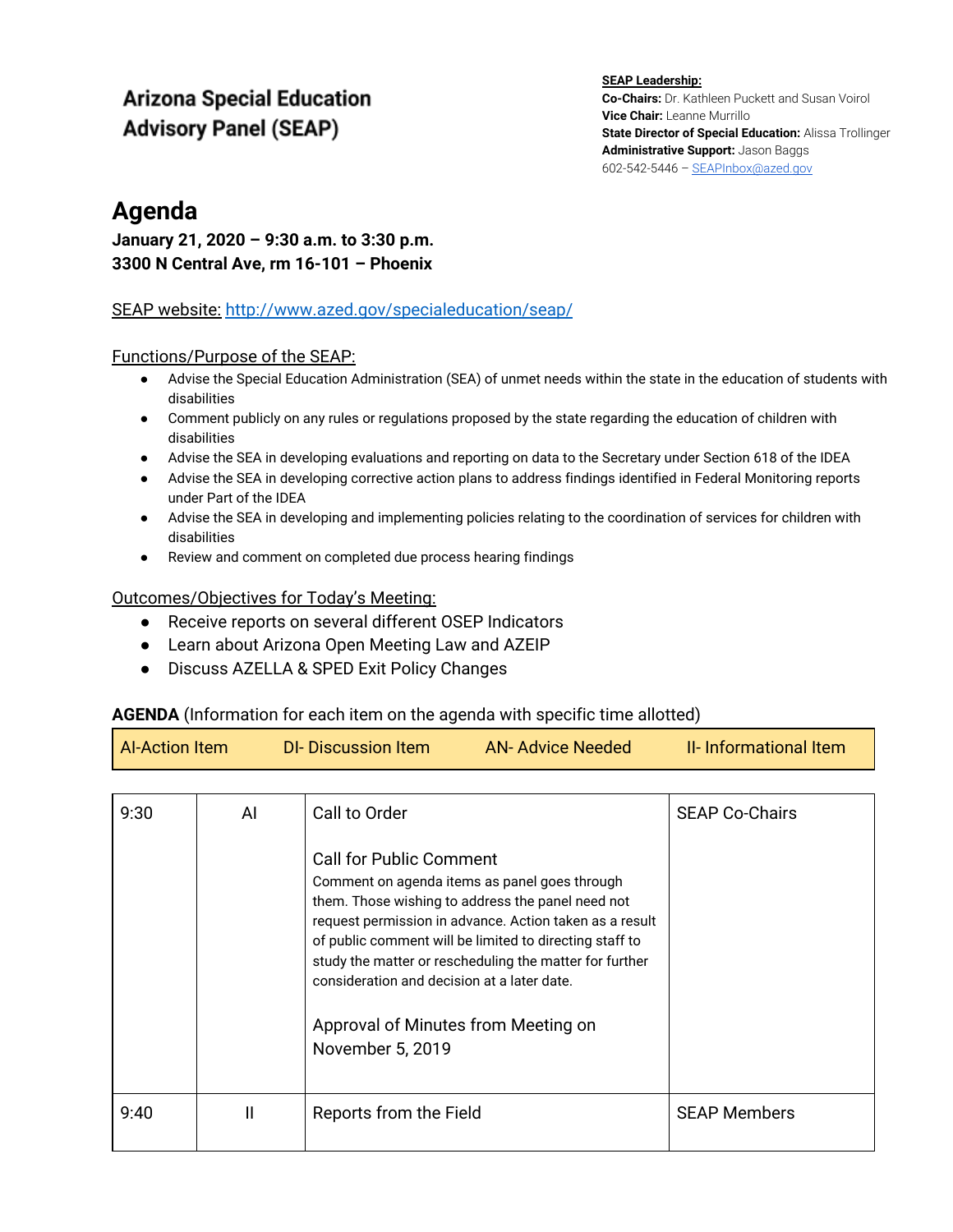# Arizona Special Education Advisory Panel (SEAP)

**SEAP Leadership:**
**Co-Chairs:** Dr. Kathleen Puckett and Susan Voirol
**Vice Chair:** Leanne Murrillo
**State Director of Special Education:** Alissa Trollinger
**Administrative Support:** Jason Baggs
602-542-5446 – SEAPInbox@azed.gov

## Agenda

**January 21, 2020 – 9:30 a.m. to 3:30 p.m.**
**3300 N Central Ave, rm 16-101 – Phoenix**

SEAP website: http://www.azed.gov/specialeducation/seap/

Functions/Purpose of the SEAP:

- Advise the Special Education Administration (SEA) of unmet needs within the state in the education of students with disabilities
- Comment publicly on any rules or regulations proposed by the state regarding the education of children with disabilities
- Advise the SEA in developing evaluations and reporting on data to the Secretary under Section 618 of the IDEA
- Advise the SEA in developing corrective action plans to address findings identified in Federal Monitoring reports under Part of the IDEA
- Advise the SEA in developing and implementing policies relating to the coordination of services for children with disabilities
- Review and comment on completed due process hearing findings

Outcomes/Objectives for Today's Meeting:

- Receive reports on several different OSEP Indicators
- Learn about Arizona Open Meeting Law and AZEIP
- Discuss AZELLA & SPED Exit Policy Changes

**AGENDA** (Information for each item on the agenda with specific time allotted)

| AI-Action Item | DI- Discussion Item | AN- Advice Needed | II- Informational Item |
|---|---|---|---|

| | | | |
|---|---|---|---|
| 9:30 | AI | Call to Order<br><br>Call for Public Comment<br>Comment on agenda items as panel goes through them. Those wishing to address the panel need not request permission in advance. Action taken as a result of public comment will be limited to directing staff to study the matter or rescheduling the matter for further consideration and decision at a later date.<br><br>Approval of Minutes from Meeting on November 5, 2019 | SEAP Co-Chairs |
| 9:40 | II | Reports from the Field | SEAP Members |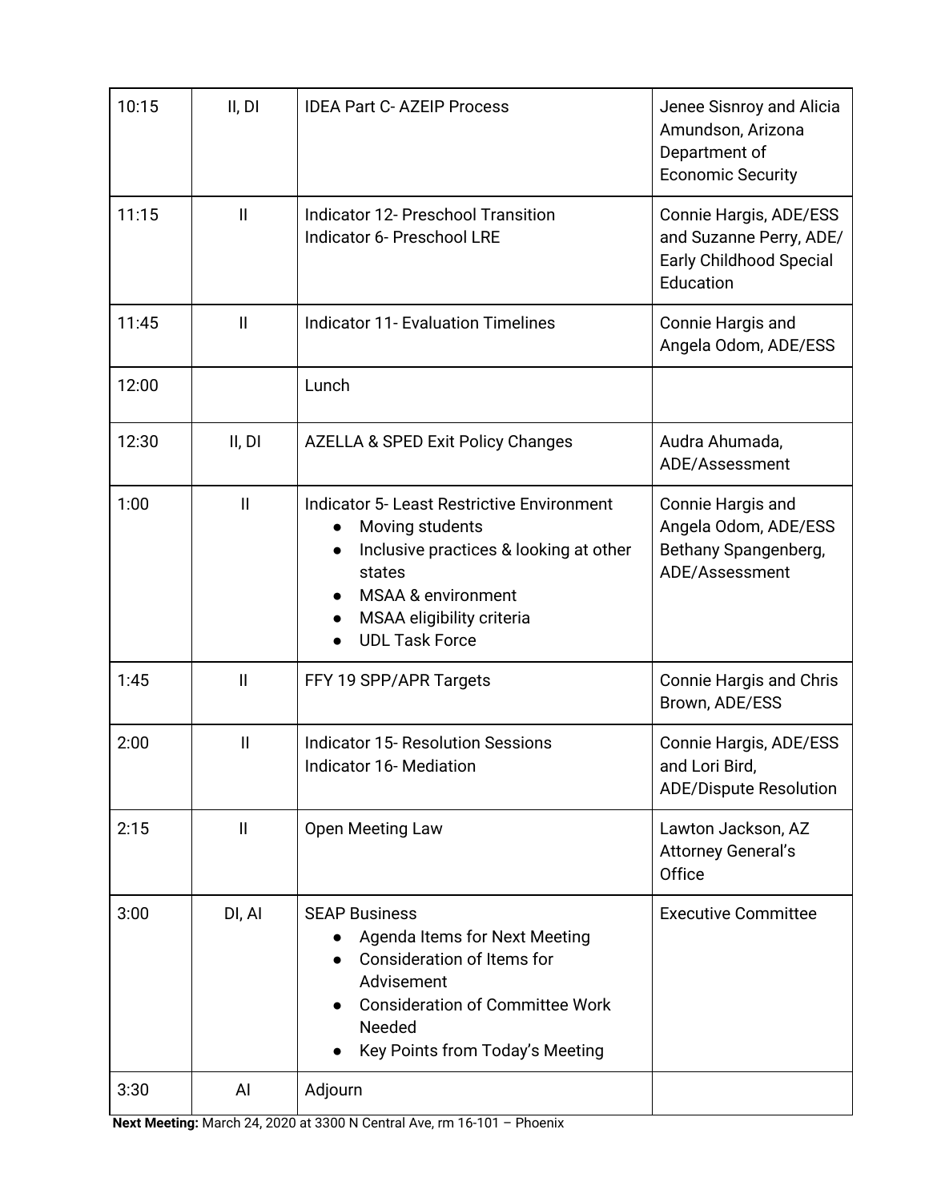| | | | |
|---|---|---|---|
| 10:15 | II, DI | IDEA Part C- AZEIP Process | Jenee Sisnroy and Alicia Amundson, Arizona Department of Economic Security |
| 11:15 | II | Indicator 12- Preschool Transition<br>Indicator 6- Preschool LRE | Connie Hargis, ADE/ESS and Suzanne Perry, ADE/ Early Childhood Special Education |
| 11:45 | II | Indicator 11- Evaluation Timelines | Connie Hargis and Angela Odom, ADE/ESS |
| 12:00 | | Lunch | |
| 12:30 | II, DI | AZELLA & SPED Exit Policy Changes | Audra Ahumada, ADE/Assessment |
| 1:00 | II | Indicator 5- Least Restrictive Environment<br>● Moving students<br>● Inclusive practices & looking at other states<br>● MSAA & environment<br>● MSAA eligibility criteria<br>● UDL Task Force | Connie Hargis and Angela Odom, ADE/ESS Bethany Spangenberg, ADE/Assessment |
| 1:45 | II | FFY 19 SPP/APR Targets | Connie Hargis and Chris Brown, ADE/ESS |
| 2:00 | II | Indicator 15- Resolution Sessions<br>Indicator 16- Mediation | Connie Hargis, ADE/ESS and Lori Bird, ADE/Dispute Resolution |
| 2:15 | II | Open Meeting Law | Lawton Jackson, AZ Attorney General's Office |
| 3:00 | DI, AI | SEAP Business<br>● Agenda Items for Next Meeting<br>● Consideration of Items for Advisement<br>● Consideration of Committee Work Needed<br>● Key Points from Today's Meeting | Executive Committee |
| 3:30 | AI | Adjourn | |

**Next Meeting:** March 24, 2020 at 3300 N Central Ave, rm 16-101 – Phoenix